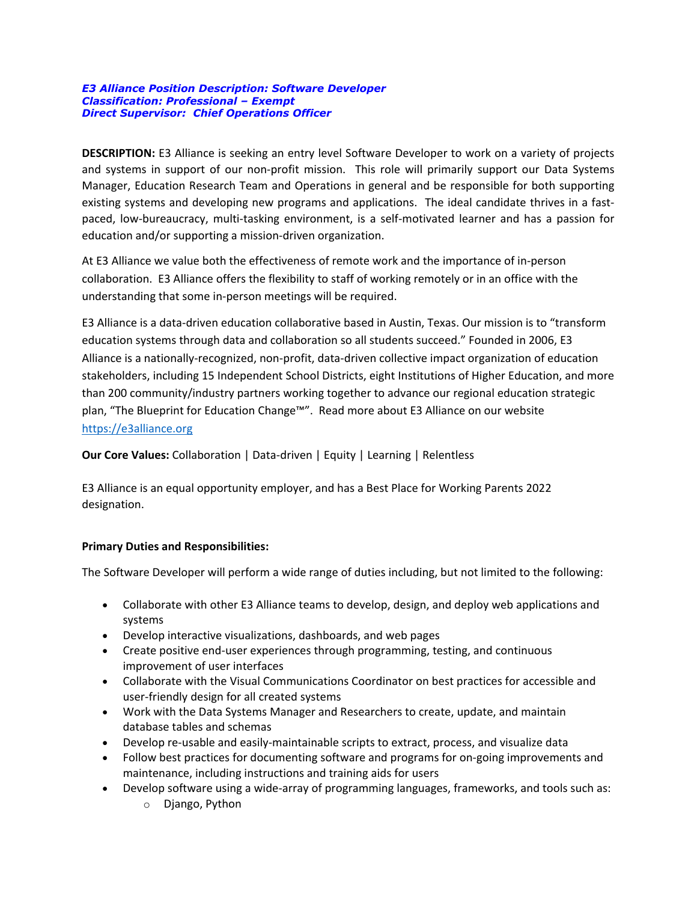***E3 Alliance Position Description: Software Developer***
***Classification: Professional – Exempt***
***Direct Supervisor: Chief Operations Officer***

**DESCRIPTION:** E3 Alliance is seeking an entry level Software Developer to work on a variety of projects and systems in support of our non-profit mission. This role will primarily support our Data Systems Manager, Education Research Team and Operations in general and be responsible for both supporting existing systems and developing new programs and applications. The ideal candidate thrives in a fast-paced, low-bureaucracy, multi-tasking environment, is a self-motivated learner and has a passion for education and/or supporting a mission-driven organization.

At E3 Alliance we value both the effectiveness of remote work and the importance of in-person collaboration. E3 Alliance offers the flexibility to staff of working remotely or in an office with the understanding that some in-person meetings will be required.

E3 Alliance is a data-driven education collaborative based in Austin, Texas. Our mission is to "transform education systems through data and collaboration so all students succeed." Founded in 2006, E3 Alliance is a nationally-recognized, non-profit, data-driven collective impact organization of education stakeholders, including 15 Independent School Districts, eight Institutions of Higher Education, and more than 200 community/industry partners working together to advance our regional education strategic plan, "The Blueprint for Education Change™". Read more about E3 Alliance on our website https://e3alliance.org

**Our Core Values:** Collaboration | Data-driven | Equity | Learning | Relentless

E3 Alliance is an equal opportunity employer, and has a Best Place for Working Parents 2022 designation.

**Primary Duties and Responsibilities:**

The Software Developer will perform a wide range of duties including, but not limited to the following:

- Collaborate with other E3 Alliance teams to develop, design, and deploy web applications and systems
- Develop interactive visualizations, dashboards, and web pages
- Create positive end-user experiences through programming, testing, and continuous improvement of user interfaces
- Collaborate with the Visual Communications Coordinator on best practices for accessible and user-friendly design for all created systems
- Work with the Data Systems Manager and Researchers to create, update, and maintain database tables and schemas
- Develop re-usable and easily-maintainable scripts to extract, process, and visualize data
- Follow best practices for documenting software and programs for on-going improvements and maintenance, including instructions and training aids for users
- Develop software using a wide-array of programming languages, frameworks, and tools such as:
    - Django, Python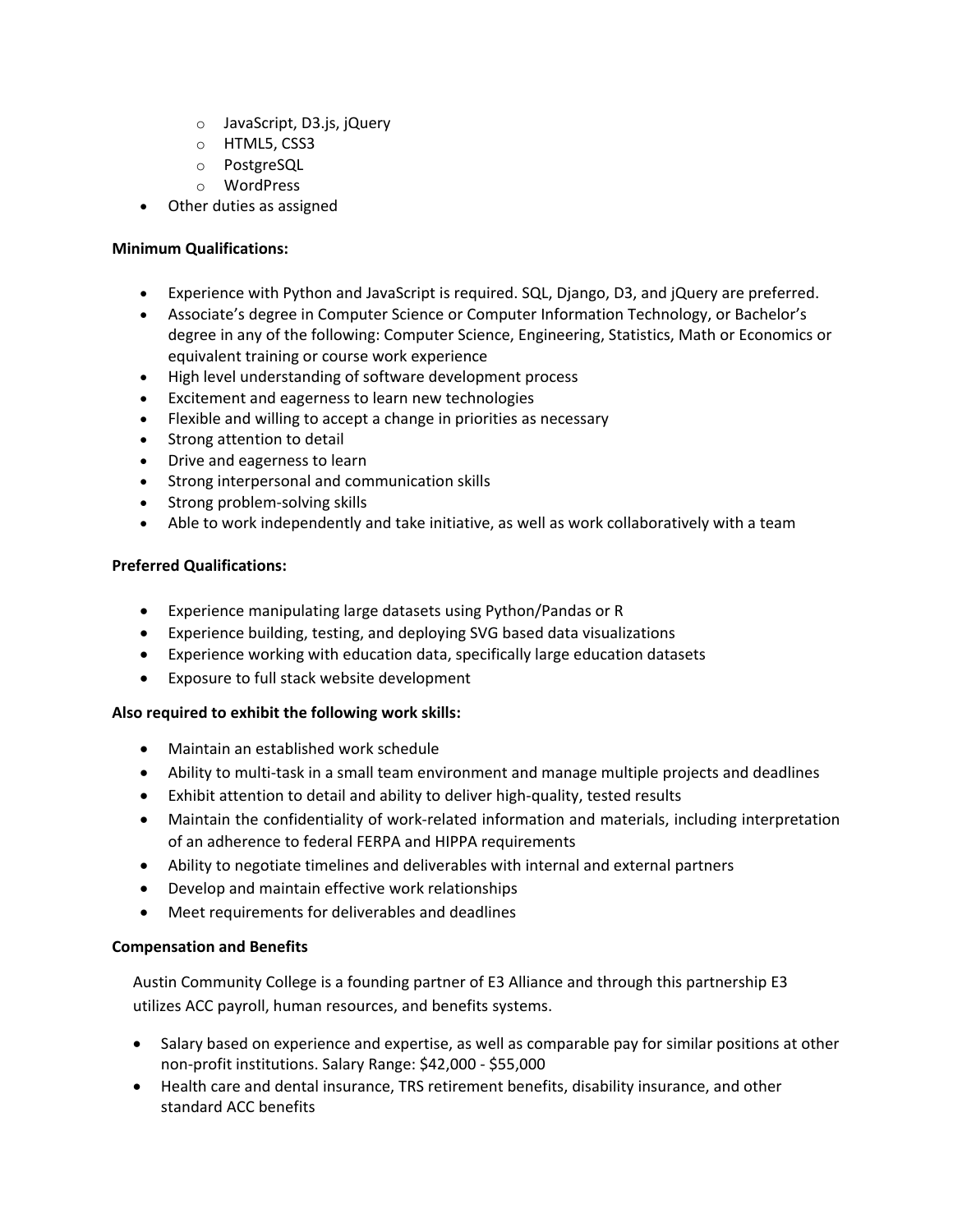- JavaScript, D3.js, jQuery
  - HTML5, CSS3
  - PostgreSQL
  - WordPress
- Other duties as assigned

**Minimum Qualifications:**

- Experience with Python and JavaScript is required. SQL, Django, D3, and jQuery are preferred.
- Associate's degree in Computer Science or Computer Information Technology, or Bachelor's degree in any of the following: Computer Science, Engineering, Statistics, Math or Economics or equivalent training or course work experience
- High level understanding of software development process
- Excitement and eagerness to learn new technologies
- Flexible and willing to accept a change in priorities as necessary
- Strong attention to detail
- Drive and eagerness to learn
- Strong interpersonal and communication skills
- Strong problem-solving skills
- Able to work independently and take initiative, as well as work collaboratively with a team

**Preferred Qualifications:**

- Experience manipulating large datasets using Python/Pandas or R
- Experience building, testing, and deploying SVG based data visualizations
- Experience working with education data, specifically large education datasets
- Exposure to full stack website development

**Also required to exhibit the following work skills:**

- Maintain an established work schedule
- Ability to multi-task in a small team environment and manage multiple projects and deadlines
- Exhibit attention to detail and ability to deliver high-quality, tested results
- Maintain the confidentiality of work-related information and materials, including interpretation of an adherence to federal FERPA and HIPPA requirements
- Ability to negotiate timelines and deliverables with internal and external partners
- Develop and maintain effective work relationships
- Meet requirements for deliverables and deadlines

**Compensation and Benefits**

Austin Community College is a founding partner of E3 Alliance and through this partnership E3 utilizes ACC payroll, human resources, and benefits systems.

- Salary based on experience and expertise, as well as comparable pay for similar positions at other non-profit institutions. Salary Range: $42,000 - $55,000
- Health care and dental insurance, TRS retirement benefits, disability insurance, and other standard ACC benefits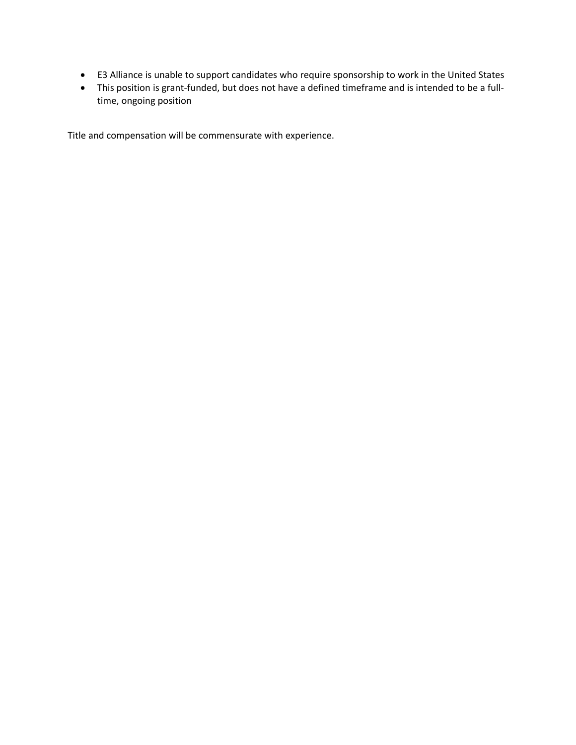- E3 Alliance is unable to support candidates who require sponsorship to work in the United States
- This position is grant-funded, but does not have a defined timeframe and is intended to be a full-time, ongoing position

Title and compensation will be commensurate with experience.